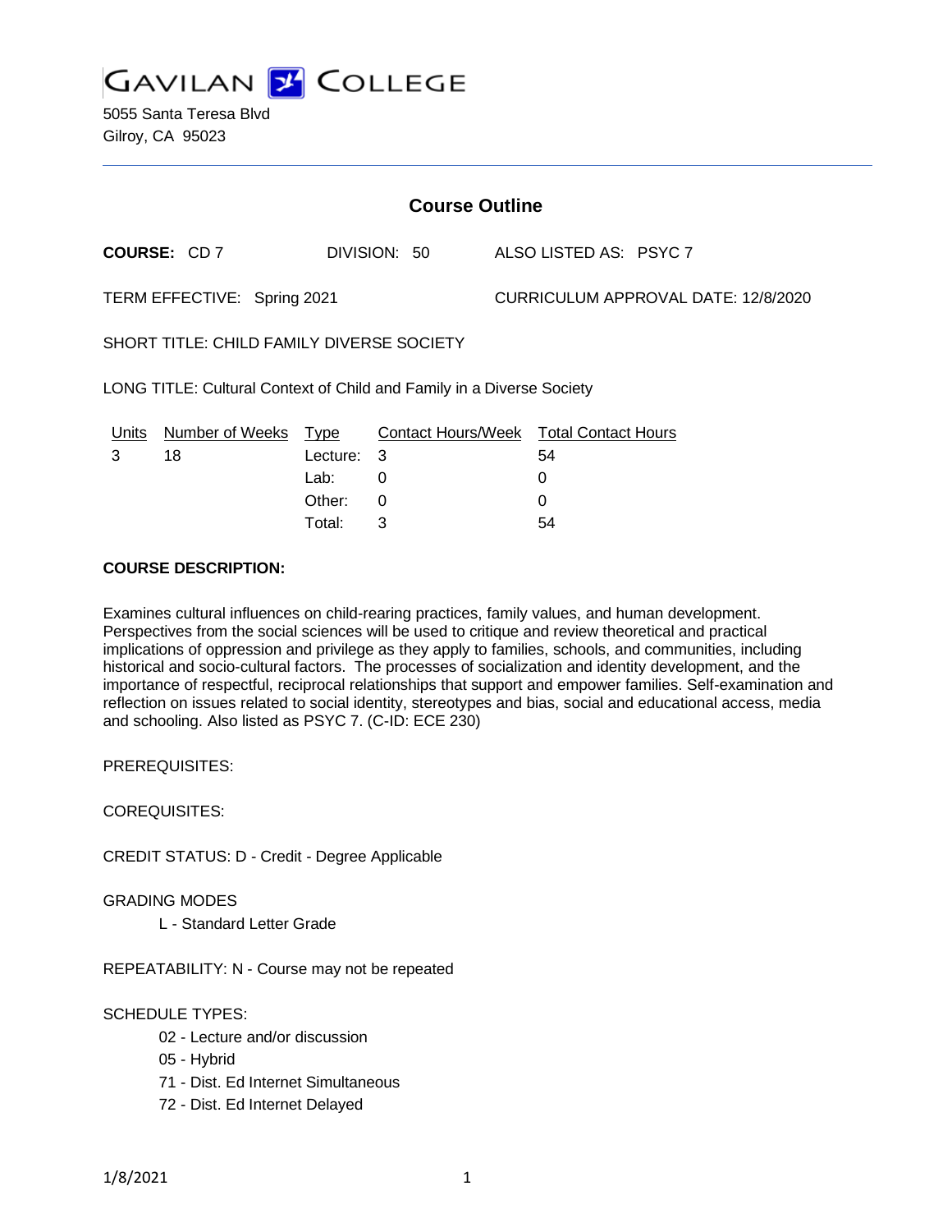# GAVILAN COLLEGE

5055 Santa Teresa Blvd
Gilroy, CA 95023

## Course Outline

**COURSE:** CD 7 DIVISION: 50 ALSO LISTED AS: PSYC 7

TERM EFFECTIVE: Spring 2021 CURRICULUM APPROVAL DATE: 12/8/2020

SHORT TITLE: CHILD FAMILY DIVERSE SOCIETY

LONG TITLE: Cultural Context of Child and Family in a Diverse Society

| Units | Number of Weeks | Type | Contact Hours/Week | Total Contact Hours |
|---|---|---|---|---|
| 3 | 18 | Lecture: | 3 | 54 |
| | | Lab: | 0 | 0 |
| | | Other: | 0 | 0 |
| | | Total: | 3 | 54 |

**COURSE DESCRIPTION:**

Examines cultural influences on child-rearing practices, family values, and human development. Perspectives from the social sciences will be used to critique and review theoretical and practical implications of oppression and privilege as they apply to families, schools, and communities, including historical and socio-cultural factors. The processes of socialization and identity development, and the importance of respectful, reciprocal relationships that support and empower families. Self-examination and reflection on issues related to social identity, stereotypes and bias, social and educational access, media and schooling. Also listed as PSYC 7. (C-ID: ECE 230)

PREREQUISITES:

COREQUISITES:

CREDIT STATUS: D - Credit - Degree Applicable

GRADING MODES

L - Standard Letter Grade

REPEATABILITY: N - Course may not be repeated

SCHEDULE TYPES:

02 - Lecture and/or discussion
05 - Hybrid
71 - Dist. Ed Internet Simultaneous
72 - Dist. Ed Internet Delayed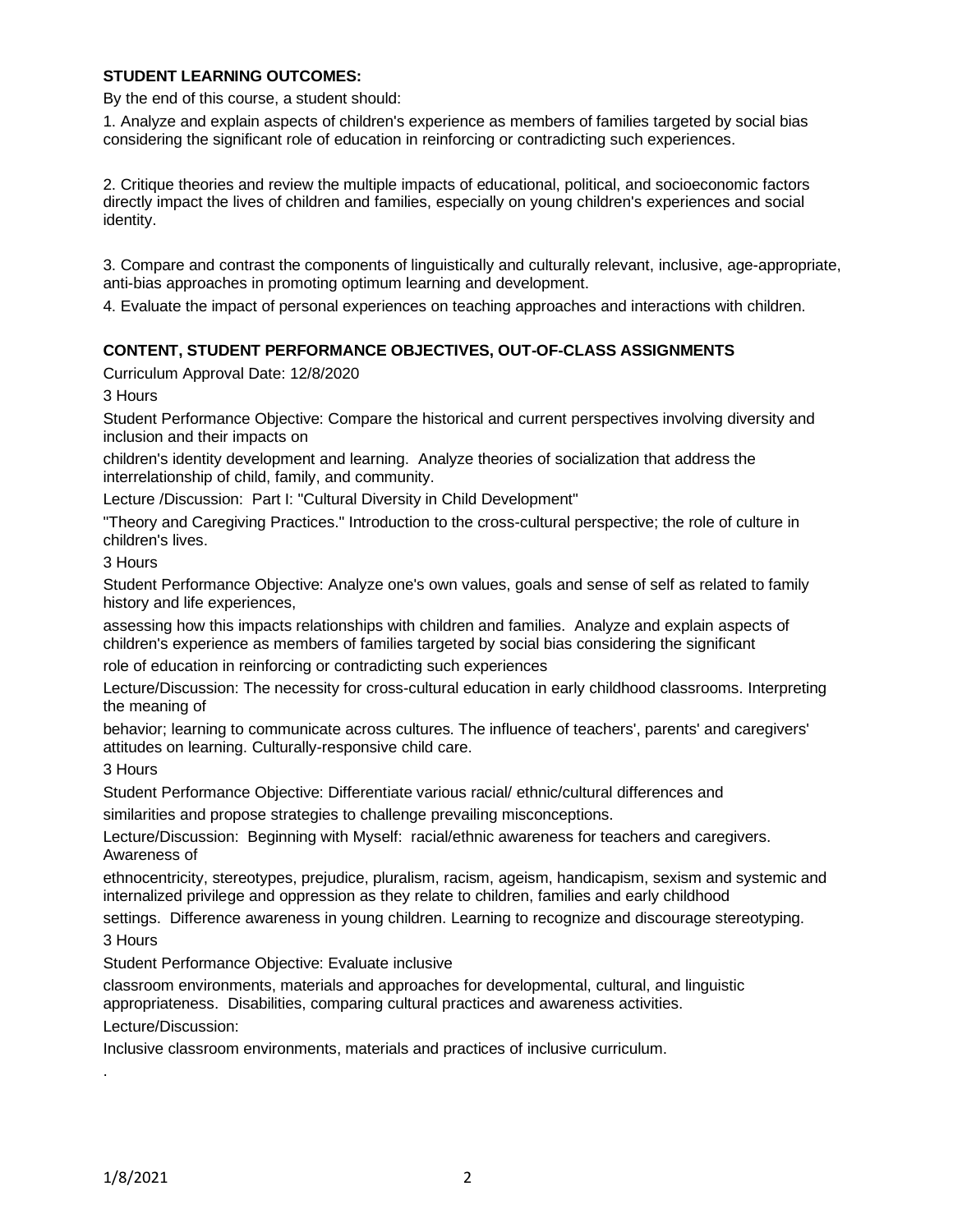**STUDENT LEARNING OUTCOMES:**

By the end of this course, a student should:

1. Analyze and explain aspects of children's experience as members of families targeted by social bias considering the significant role of education in reinforcing or contradicting such experiences.

2. Critique theories and review the multiple impacts of educational, political, and socioeconomic factors directly impact the lives of children and families, especially on young children's experiences and social identity.

3. Compare and contrast the components of linguistically and culturally relevant, inclusive, age-appropriate, anti-bias approaches in promoting optimum learning and development.

4. Evaluate the impact of personal experiences on teaching approaches and interactions with children.

**CONTENT, STUDENT PERFORMANCE OBJECTIVES, OUT-OF-CLASS ASSIGNMENTS**

Curriculum Approval Date: 12/8/2020

3 Hours

Student Performance Objective: Compare the historical and current perspectives involving diversity and inclusion and their impacts on children's identity development and learning. Analyze theories of socialization that address the interrelationship of child, family, and community.

Lecture /Discussion: Part I: "Cultural Diversity in Child Development" "Theory and Caregiving Practices." Introduction to the cross-cultural perspective; the role of culture in children's lives.

3 Hours

Student Performance Objective: Analyze one's own values, goals and sense of self as related to family history and life experiences, assessing how this impacts relationships with children and families. Analyze and explain aspects of children's experience as members of families targeted by social bias considering the significant role of education in reinforcing or contradicting such experiences

Lecture/Discussion: The necessity for cross-cultural education in early childhood classrooms. Interpreting the meaning of behavior; learning to communicate across cultures. The influence of teachers', parents' and caregivers' attitudes on learning. Culturally-responsive child care.

3 Hours

Student Performance Objective: Differentiate various racial/ ethnic/cultural differences and similarities and propose strategies to challenge prevailing misconceptions.

Lecture/Discussion: Beginning with Myself: racial/ethnic awareness for teachers and caregivers. Awareness of ethnocentricity, stereotypes, prejudice, pluralism, racism, ageism, handicapism, sexism and systemic and internalized privilege and oppression as they relate to children, families and early childhood settings. Difference awareness in young children. Learning to recognize and discourage stereotyping.

3 Hours

Student Performance Objective: Evaluate inclusive classroom environments, materials and approaches for developmental, cultural, and linguistic appropriateness. Disabilities, comparing cultural practices and awareness activities.

Lecture/Discussion:

Inclusive classroom environments, materials and practices of inclusive curriculum.

.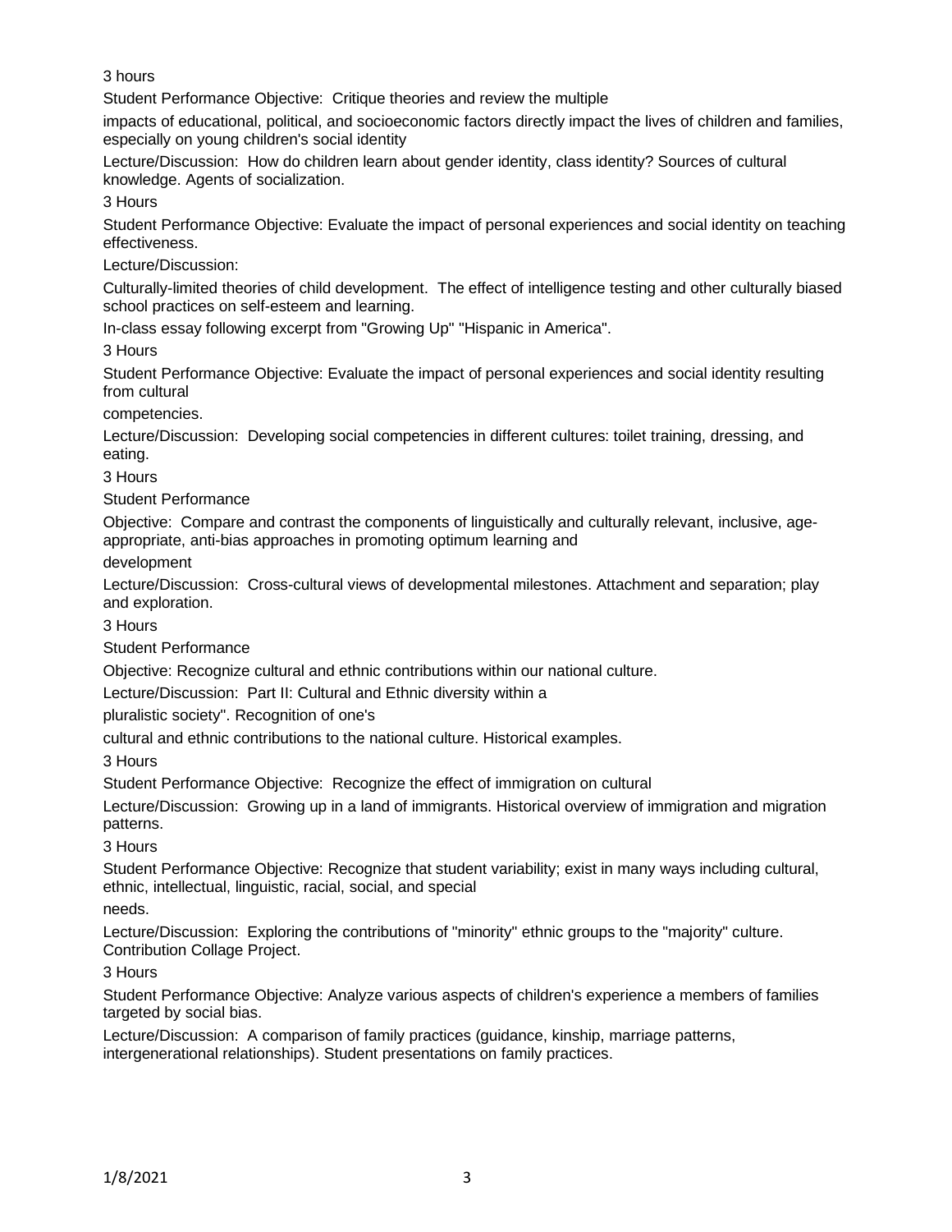3 hours

Student Performance Objective: Critique theories and review the multiple impacts of educational, political, and socioeconomic factors directly impact the lives of children and families, especially on young children's social identity

Lecture/Discussion: How do children learn about gender identity, class identity? Sources of cultural knowledge. Agents of socialization.

3 Hours

Student Performance Objective: Evaluate the impact of personal experiences and social identity on teaching effectiveness.

Lecture/Discussion:

Culturally-limited theories of child development. The effect of intelligence testing and other culturally biased school practices on self-esteem and learning.

In-class essay following excerpt from "Growing Up" "Hispanic in America".

3 Hours

Student Performance Objective: Evaluate the impact of personal experiences and social identity resulting from cultural competencies.

Lecture/Discussion: Developing social competencies in different cultures: toilet training, dressing, and eating.

3 Hours

Student Performance Objective: Compare and contrast the components of linguistically and culturally relevant, inclusive, age-appropriate, anti-bias approaches in promoting optimum learning and development

Lecture/Discussion: Cross-cultural views of developmental milestones. Attachment and separation; play and exploration.

3 Hours

Student Performance Objective: Recognize cultural and ethnic contributions within our national culture.

Lecture/Discussion: Part II: Cultural and Ethnic diversity within a pluralistic society". Recognition of one's cultural and ethnic contributions to the national culture. Historical examples.

3 Hours

Student Performance Objective: Recognize the effect of immigration on cultural

Lecture/Discussion: Growing up in a land of immigrants. Historical overview of immigration and migration patterns.

3 Hours

Student Performance Objective: Recognize that student variability; exist in many ways including cultural, ethnic, intellectual, linguistic, racial, social, and special needs.

Lecture/Discussion: Exploring the contributions of "minority" ethnic groups to the "majority" culture. Contribution Collage Project.

3 Hours

Student Performance Objective: Analyze various aspects of children's experience a members of families targeted by social bias.

Lecture/Discussion: A comparison of family practices (guidance, kinship, marriage patterns, intergenerational relationships). Student presentations on family practices.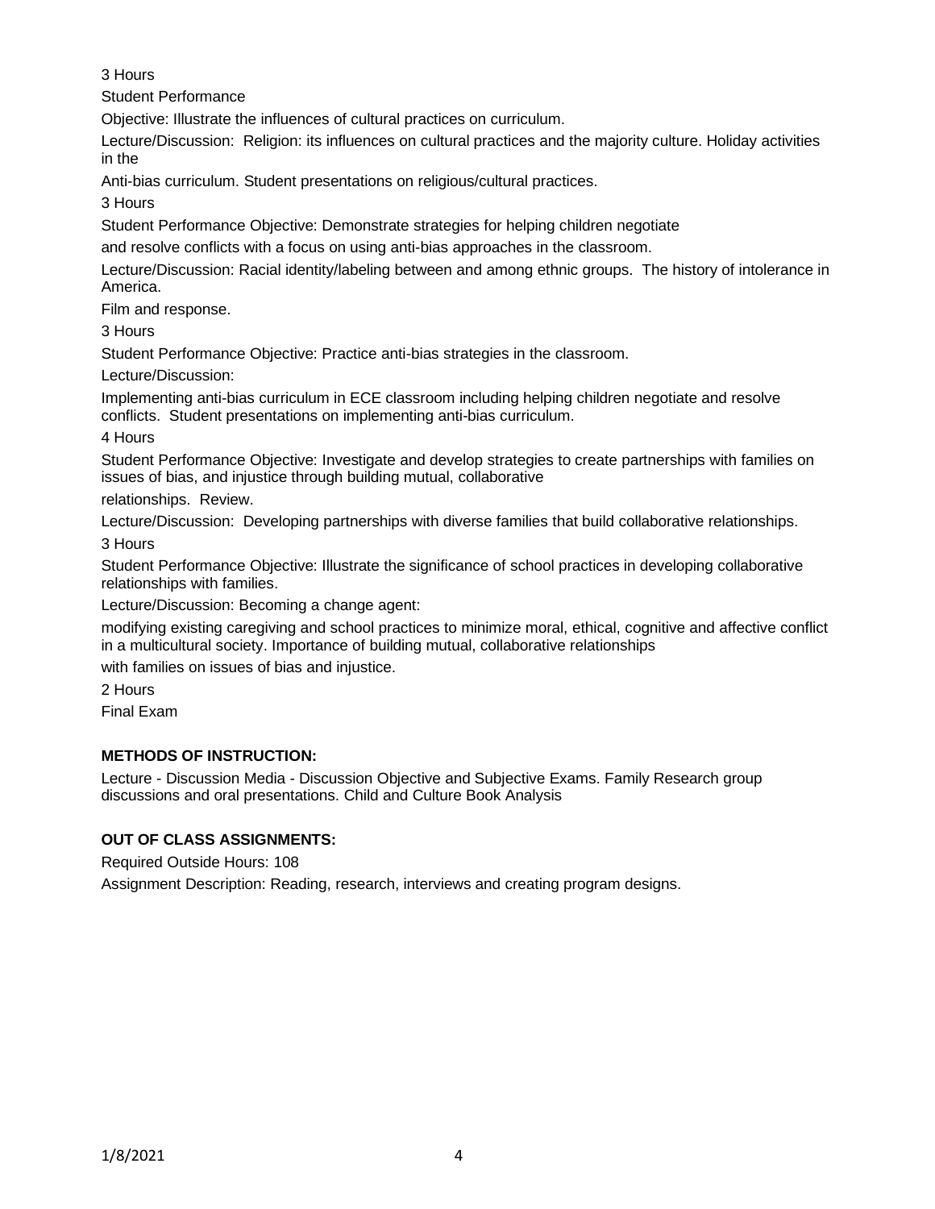3 Hours

Student Performance

Objective: Illustrate the influences of cultural practices on curriculum.

Lecture/Discussion: Religion: its influences on cultural practices and the majority culture. Holiday activities in the

Anti-bias curriculum. Student presentations on religious/cultural practices.

3 Hours

Student Performance Objective: Demonstrate strategies for helping children negotiate

and resolve conflicts with a focus on using anti-bias approaches in the classroom.

Lecture/Discussion: Racial identity/labeling between and among ethnic groups. The history of intolerance in America.

Film and response.

3 Hours

Student Performance Objective: Practice anti-bias strategies in the classroom.

Lecture/Discussion:

Implementing anti-bias curriculum in ECE classroom including helping children negotiate and resolve conflicts. Student presentations on implementing anti-bias curriculum.

4 Hours

Student Performance Objective: Investigate and develop strategies to create partnerships with families on issues of bias, and injustice through building mutual, collaborative

relationships. Review.

Lecture/Discussion: Developing partnerships with diverse families that build collaborative relationships.

3 Hours

Student Performance Objective: Illustrate the significance of school practices in developing collaborative relationships with families.

Lecture/Discussion: Becoming a change agent:

modifying existing caregiving and school practices to minimize moral, ethical, cognitive and affective conflict in a multicultural society. Importance of building mutual, collaborative relationships

with families on issues of bias and injustice.

2 Hours

Final Exam

**METHODS OF INSTRUCTION:**

Lecture - Discussion Media - Discussion Objective and Subjective Exams. Family Research group discussions and oral presentations. Child and Culture Book Analysis

**OUT OF CLASS ASSIGNMENTS:**

Required Outside Hours: 108

Assignment Description: Reading, research, interviews and creating program designs.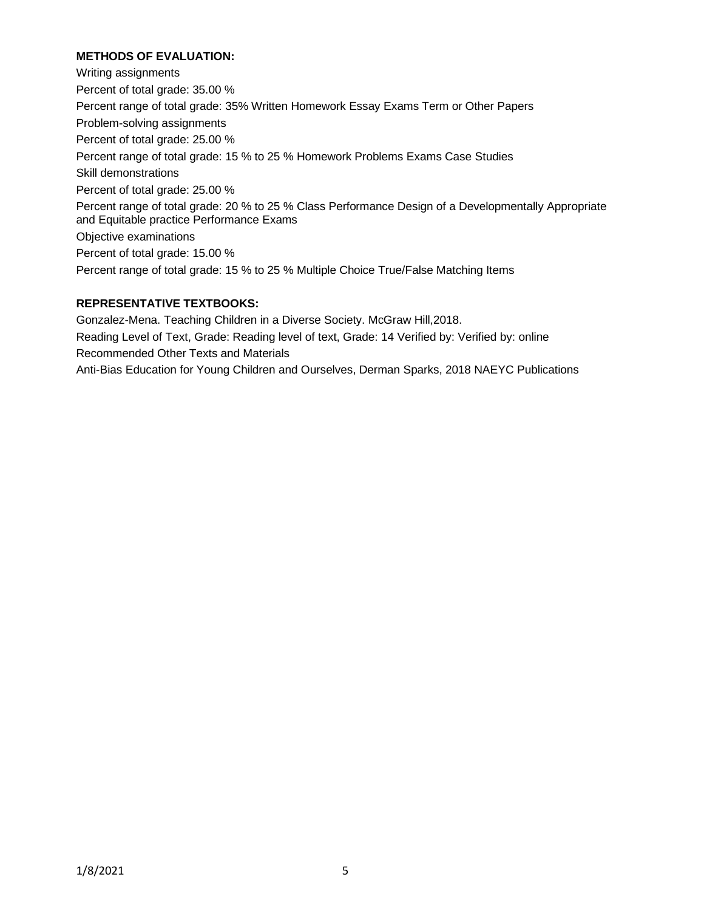**METHODS OF EVALUATION:**

Writing assignments

Percent of total grade: 35.00 %

Percent range of total grade: 35% Written Homework Essay Exams Term or Other Papers

Problem-solving assignments

Percent of total grade: 25.00 %

Percent range of total grade: 15 % to 25 % Homework Problems Exams Case Studies

Skill demonstrations

Percent of total grade: 25.00 %

Percent range of total grade: 20 % to 25 % Class Performance Design of a Developmentally Appropriate and Equitable practice Performance Exams

Objective examinations

Percent of total grade: 15.00 %

Percent range of total grade: 15 % to 25 % Multiple Choice True/False Matching Items

**REPRESENTATIVE TEXTBOOKS:**

Gonzalez-Mena. Teaching Children in a Diverse Society. McGraw Hill,2018.

Reading Level of Text, Grade: Reading level of text, Grade: 14 Verified by: Verified by: online

Recommended Other Texts and Materials

Anti-Bias Education for Young Children and Ourselves, Derman Sparks, 2018 NAEYC Publications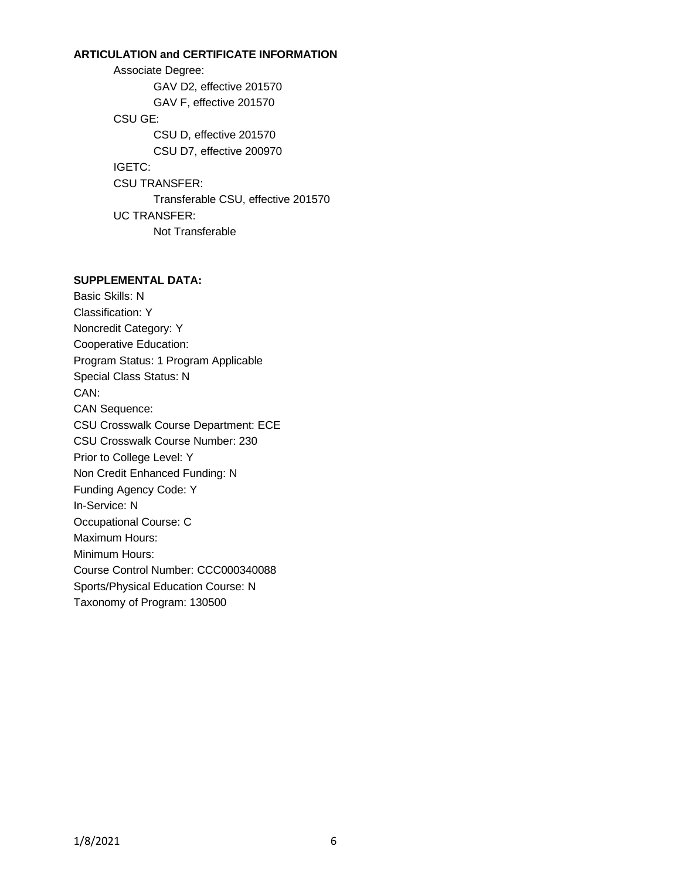**ARTICULATION and CERTIFICATE INFORMATION**

Associate Degree:
- GAV D2, effective 201570
- GAV F, effective 201570

CSU GE:
- CSU D, effective 201570
- CSU D7, effective 200970

IGETC:

CSU TRANSFER:
- Transferable CSU, effective 201570

UC TRANSFER:
- Not Transferable

**SUPPLEMENTAL DATA:**

Basic Skills: N
Classification: Y
Noncredit Category: Y
Cooperative Education:
Program Status: 1 Program Applicable
Special Class Status: N
CAN:
CAN Sequence:
CSU Crosswalk Course Department: ECE
CSU Crosswalk Course Number: 230
Prior to College Level: Y
Non Credit Enhanced Funding: N
Funding Agency Code: Y
In-Service: N
Occupational Course: C
Maximum Hours:
Minimum Hours:
Course Control Number: CCC000340088
Sports/Physical Education Course: N
Taxonomy of Program: 130500